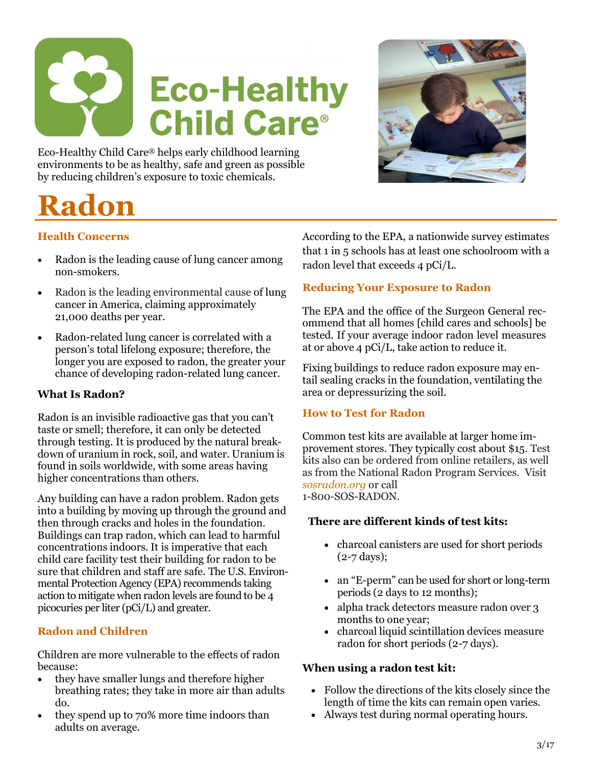# Eco-Healthy Child Care®

Eco-Healthy Child Care® helps early childhood learning environments to be as healthy, safe and green as possible by reducing children's exposure to toxic chemicals.

# Radon

## Health Concerns

- Radon is the leading cause of lung cancer among non-smokers.
- Radon is the leading environmental cause of lung cancer in America, claiming approximately 21,000 deaths per year.
- Radon-related lung cancer is correlated with a person's total lifelong exposure; therefore, the longer you are exposed to radon, the greater your chance of developing radon-related lung cancer.

### What Is Radon?

Radon is an invisible radioactive gas that you can't taste or smell; therefore, it can only be detected through testing. It is produced by the natural breakdown of uranium in rock, soil, and water. Uranium is found in soils worldwide, with some areas having higher concentrations than others.

Any building can have a radon problem. Radon gets into a building by moving up through the ground and then through cracks and holes in the foundation. Buildings can trap radon, which can lead to harmful concentrations indoors. It is imperative that each child care facility test their building for radon to be sure that children and staff are safe. The U.S. Environmental Protection Agency (EPA) recommends taking action to mitigate when radon levels are found to be 4 picocuries per liter (pCi/L) and greater.

## Radon and Children

Children are more vulnerable to the effects of radon because:

- they have smaller lungs and therefore higher breathing rates; they take in more air than adults do.
- they spend up to 70% more time indoors than adults on average.

According to the EPA, a nationwide survey estimates that 1 in 5 schools has at least one schoolroom with a radon level that exceeds 4 pCi/L.

## Reducing Your Exposure to Radon

The EPA and the office of the Surgeon General recommend that all homes [child cares and schools] be tested. If your average indoor radon level measures at or above 4 pCi/L, take action to reduce it.

Fixing buildings to reduce radon exposure may entail sealing cracks in the foundation, ventilating the area or depressurizing the soil.

## How to Test for Radon

Common test kits are available at larger home improvement stores. They typically cost about $15. Test kits also can be ordered from online retailers, as well as from the National Radon Program Services. Visit *sosradon.org* or call 1-800-SOS-RADON.

### There are different kinds of test kits:

- charcoal canisters are used for short periods (2-7 days);
- an "E-perm" can be used for short or long-term periods (2 days to 12 months);
- alpha track detectors measure radon over 3 months to one year;
- charcoal liquid scintillation devices measure radon for short periods (2-7 days).

### When using a radon test kit:

- Follow the directions of the kits closely since the length of time the kits can remain open varies.
- Always test during normal operating hours.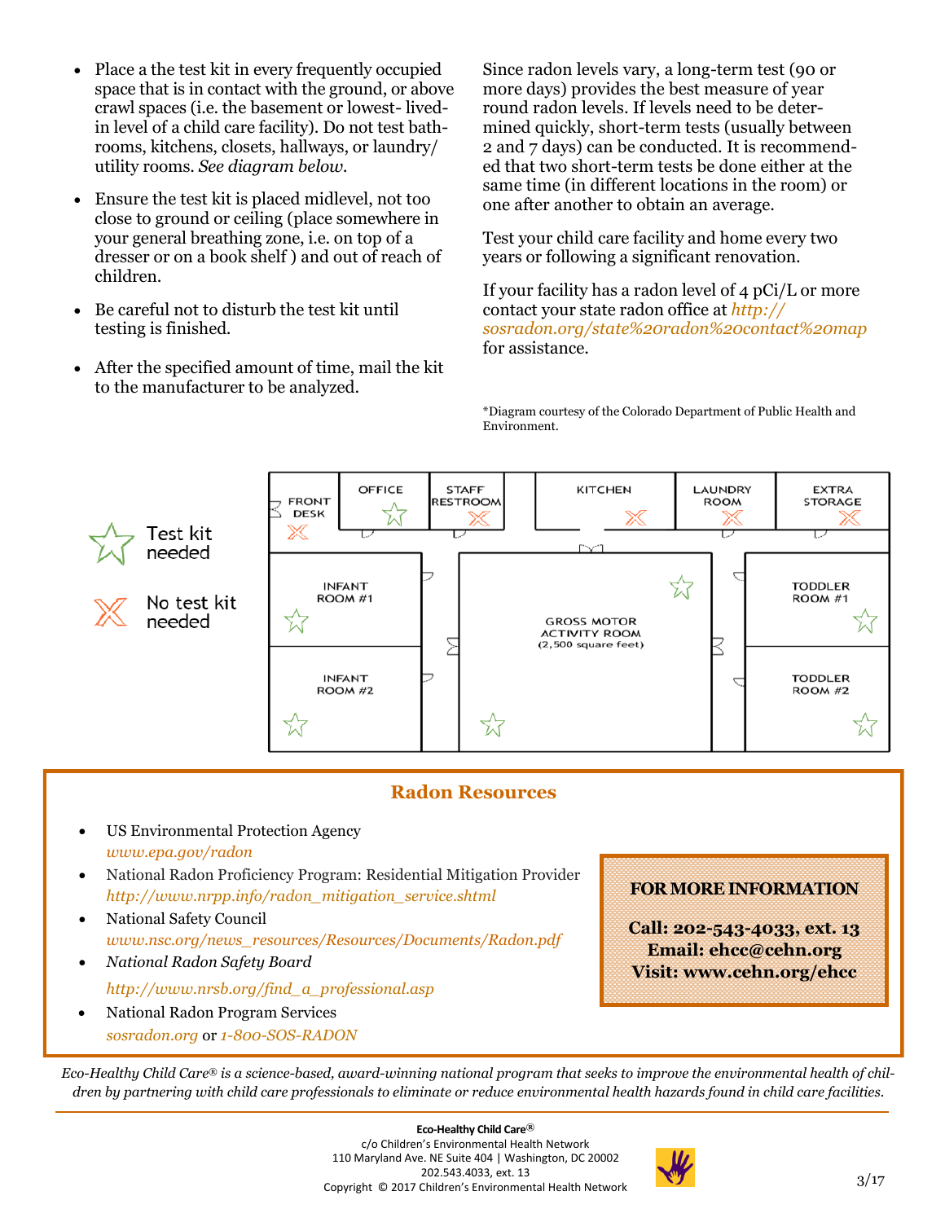- Place a the test kit in every frequently occupied space that is in contact with the ground, or above crawl spaces (i.e. the basement or lowest- lived-in level of a child care facility). Do not test bathrooms, kitchens, closets, hallways, or laundry/utility rooms. *See diagram below.*
- Ensure the test kit is placed midlevel, not too close to ground or ceiling (place somewhere in your general breathing zone, i.e. on top of a dresser or on a book shelf ) and out of reach of children.
- Be careful not to disturb the test kit until testing is finished.
- After the specified amount of time, mail the kit to the manufacturer to be analyzed.

Since radon levels vary, a long-term test (90 or more days) provides the best measure of year round radon levels. If levels need to be determined quickly, short-term tests (usually between 2 and 7 days) can be conducted. It is recommended that two short-term tests be done either at the same time (in different locations in the room) or one after another to obtain an average.

Test your child care facility and home every two years or following a significant renovation.

If your facility has a radon level of 4 pCi/L or more contact your state radon office at *http://sosradon.org/state%20radon%20contact%20map* for assistance.

*Diagram courtesy of the Colorado Department of Public Health and Environment.

Test kit needed

No test kit needed

FRONT DESK

OFFICE

STAFF RESTROOM

KITCHEN

LAUNDRY ROOM

EXTRA STORAGE

INFANT ROOM #1

INFANT ROOM #2

GROSS MOTOR ACTIVITY ROOM (2,500 square feet)

TODDLER ROOM #1

TODDLER ROOM #2

## Radon Resources

- US Environmental Protection Agency
  *www.epa.gov/radon*
- National Radon Proficiency Program: Residential Mitigation Provider
  *http://www.nrpp.info/radon_mitigation_service.shtml*
- National Safety Council
  *www.nsc.org/news_resources/Resources/Documents/Radon.pdf*
- *National Radon Safety Board*
  *http://www.nrsb.org/find_a_professional.asp*
- National Radon Program Services
  *sosradon.org* or *1-800-SOS-RADON*

**FOR MORE INFORMATION**

**Call: 202-543-4033, ext. 13**
**Email: ehcc@cehn.org**
**Visit: www.cehn.org/ehcc**

*Eco-Healthy Child Care® is a science-based, award-winning national program that seeks to improve the environmental health of children by partnering with child care professionals to eliminate or reduce environmental health hazards found in child care facilities.*

**Eco-Healthy Child Care®**
c/o Children's Environmental Health Network
110 Maryland Ave. NE Suite 404 | Washington, DC 20002
202.543.4033, ext. 13
Copyright © 2017 Children's Environmental Health Network

3/17